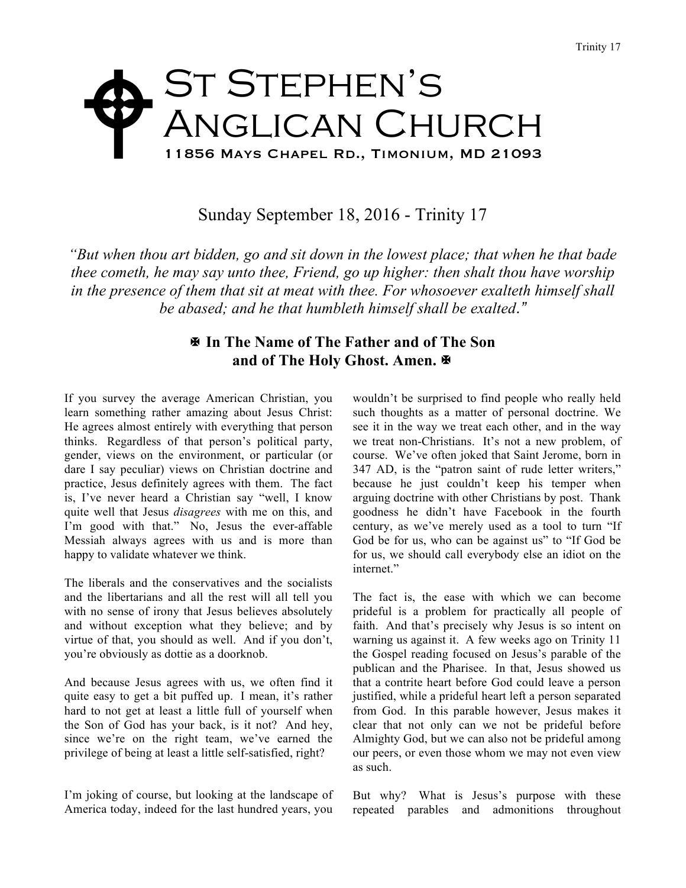# St Stephen's Anglican Church

11856 Mays Chapel Rd., Timonium, MD 21093

## Sunday September 18, 2016 - Trinity 17

*"But when thou art bidden, go and sit down in the lowest place; that when he that bade thee cometh, he may say unto thee, Friend, go up higher: then shalt thou have worship in the presence of them that sit at meat with thee. For whosoever exalteth himself shall be abased; and he that humbleth himself shall be exalted."*

**✠ In The Name of The Father and of The Son and of The Holy Ghost. Amen. ✠**

If you survey the average American Christian, you learn something rather amazing about Jesus Christ: He agrees almost entirely with everything that person thinks. Regardless of that person's political party, gender, views on the environment, or particular (or dare I say peculiar) views on Christian doctrine and practice, Jesus definitely agrees with them. The fact is, I've never heard a Christian say "well, I know quite well that Jesus *disagrees* with me on this, and I'm good with that." No, Jesus the ever-affable Messiah always agrees with us and is more than happy to validate whatever we think.

The liberals and the conservatives and the socialists and the libertarians and all the rest will all tell you with no sense of irony that Jesus believes absolutely and without exception what they believe; and by virtue of that, you should as well. And if you don't, you're obviously as dottie as a doorknob.

And because Jesus agrees with us, we often find it quite easy to get a bit puffed up. I mean, it's rather hard to not get at least a little full of yourself when the Son of God has your back, is it not? And hey, since we're on the right team, we've earned the privilege of being at least a little self-satisfied, right?

I'm joking of course, but looking at the landscape of America today, indeed for the last hundred years, you wouldn't be surprised to find people who really held such thoughts as a matter of personal doctrine. We see it in the way we treat each other, and in the way we treat non-Christians. It's not a new problem, of course. We've often joked that Saint Jerome, born in 347 AD, is the "patron saint of rude letter writers," because he just couldn't keep his temper when arguing doctrine with other Christians by post. Thank goodness he didn't have Facebook in the fourth century, as we've merely used as a tool to turn "If God be for us, who can be against us" to "If God be for us, we should call everybody else an idiot on the internet."

The fact is, the ease with which we can become prideful is a problem for practically all people of faith. And that's precisely why Jesus is so intent on warning us against it. A few weeks ago on Trinity 11 the Gospel reading focused on Jesus's parable of the publican and the Pharisee. In that, Jesus showed us that a contrite heart before God could leave a person justified, while a prideful heart left a person separated from God. In this parable however, Jesus makes it clear that not only can we not be prideful before Almighty God, but we can also not be prideful among our peers, or even those whom we may not even view as such.

But why? What is Jesus's purpose with these repeated parables and admonitions throughout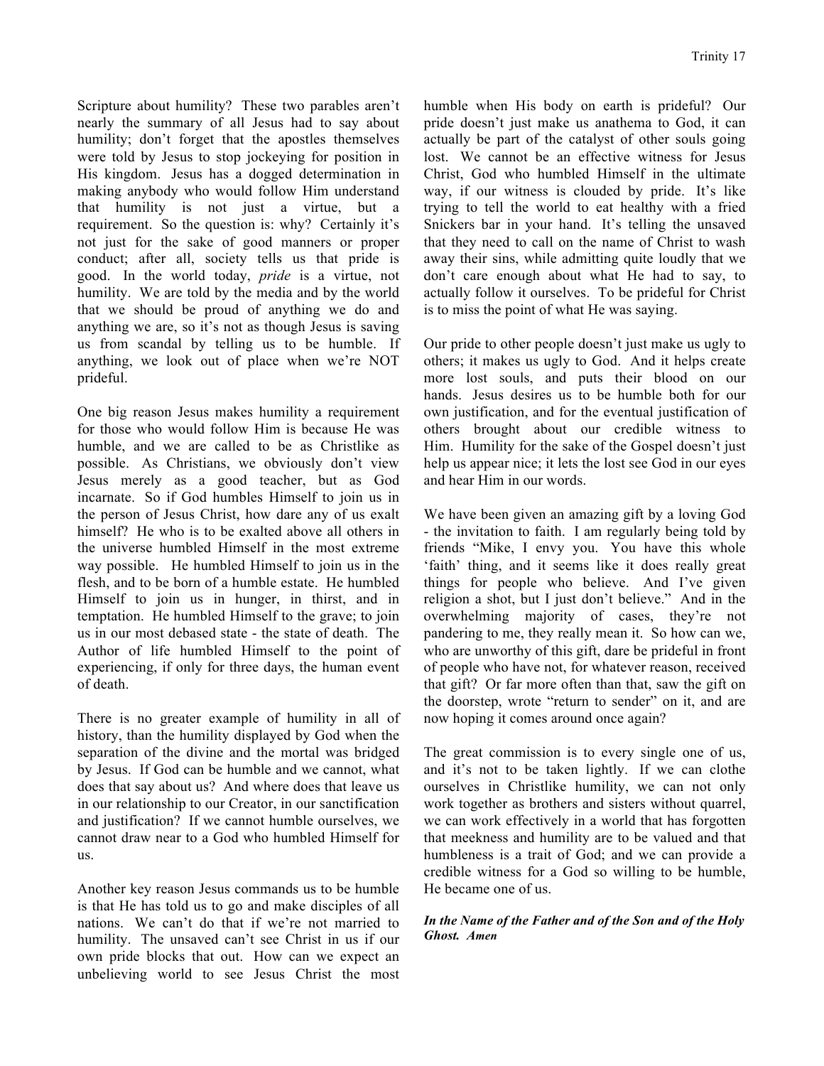Scripture about humility? These two parables aren't nearly the summary of all Jesus had to say about humility; don't forget that the apostles themselves were told by Jesus to stop jockeying for position in His kingdom. Jesus has a dogged determination in making anybody who would follow Him understand that humility is not just a virtue, but a requirement. So the question is: why? Certainly it's not just for the sake of good manners or proper conduct; after all, society tells us that pride is good. In the world today, *pride* is a virtue, not humility. We are told by the media and by the world that we should be proud of anything we do and anything we are, so it's not as though Jesus is saving us from scandal by telling us to be humble. If anything, we look out of place when we're NOT prideful.

One big reason Jesus makes humility a requirement for those who would follow Him is because He was humble, and we are called to be as Christlike as possible. As Christians, we obviously don't view Jesus merely as a good teacher, but as God incarnate. So if God humbles Himself to join us in the person of Jesus Christ, how dare any of us exalt himself? He who is to be exalted above all others in the universe humbled Himself in the most extreme way possible. He humbled Himself to join us in the flesh, and to be born of a humble estate. He humbled Himself to join us in hunger, in thirst, and in temptation. He humbled Himself to the grave; to join us in our most debased state - the state of death. The Author of life humbled Himself to the point of experiencing, if only for three days, the human event of death.

There is no greater example of humility in all of history, than the humility displayed by God when the separation of the divine and the mortal was bridged by Jesus. If God can be humble and we cannot, what does that say about us? And where does that leave us in our relationship to our Creator, in our sanctification and justification? If we cannot humble ourselves, we cannot draw near to a God who humbled Himself for us.

Another key reason Jesus commands us to be humble is that He has told us to go and make disciples of all nations. We can't do that if we're not married to humility. The unsaved can't see Christ in us if our own pride blocks that out. How can we expect an unbelieving world to see Jesus Christ the most humble when His body on earth is prideful? Our pride doesn't just make us anathema to God, it can actually be part of the catalyst of other souls going lost. We cannot be an effective witness for Jesus Christ, God who humbled Himself in the ultimate way, if our witness is clouded by pride. It's like trying to tell the world to eat healthy with a fried Snickers bar in your hand. It's telling the unsaved that they need to call on the name of Christ to wash away their sins, while admitting quite loudly that we don't care enough about what He had to say, to actually follow it ourselves. To be prideful for Christ is to miss the point of what He was saying.

Our pride to other people doesn't just make us ugly to others; it makes us ugly to God. And it helps create more lost souls, and puts their blood on our hands. Jesus desires us to be humble both for our own justification, and for the eventual justification of others brought about our credible witness to Him. Humility for the sake of the Gospel doesn't just help us appear nice; it lets the lost see God in our eyes and hear Him in our words.

We have been given an amazing gift by a loving God - the invitation to faith. I am regularly being told by friends "Mike, I envy you. You have this whole 'faith' thing, and it seems like it does really great things for people who believe. And I've given religion a shot, but I just don't believe." And in the overwhelming majority of cases, they're not pandering to me, they really mean it. So how can we, who are unworthy of this gift, dare be prideful in front of people who have not, for whatever reason, received that gift? Or far more often than that, saw the gift on the doorstep, wrote "return to sender" on it, and are now hoping it comes around once again?

The great commission is to every single one of us, and it's not to be taken lightly. If we can clothe ourselves in Christlike humility, we can not only work together as brothers and sisters without quarrel, we can work effectively in a world that has forgotten that meekness and humility are to be valued and that humbleness is a trait of God; and we can provide a credible witness for a God so willing to be humble, He became one of us.

***In the Name of the Father and of the Son and of the Holy Ghost. Amen***